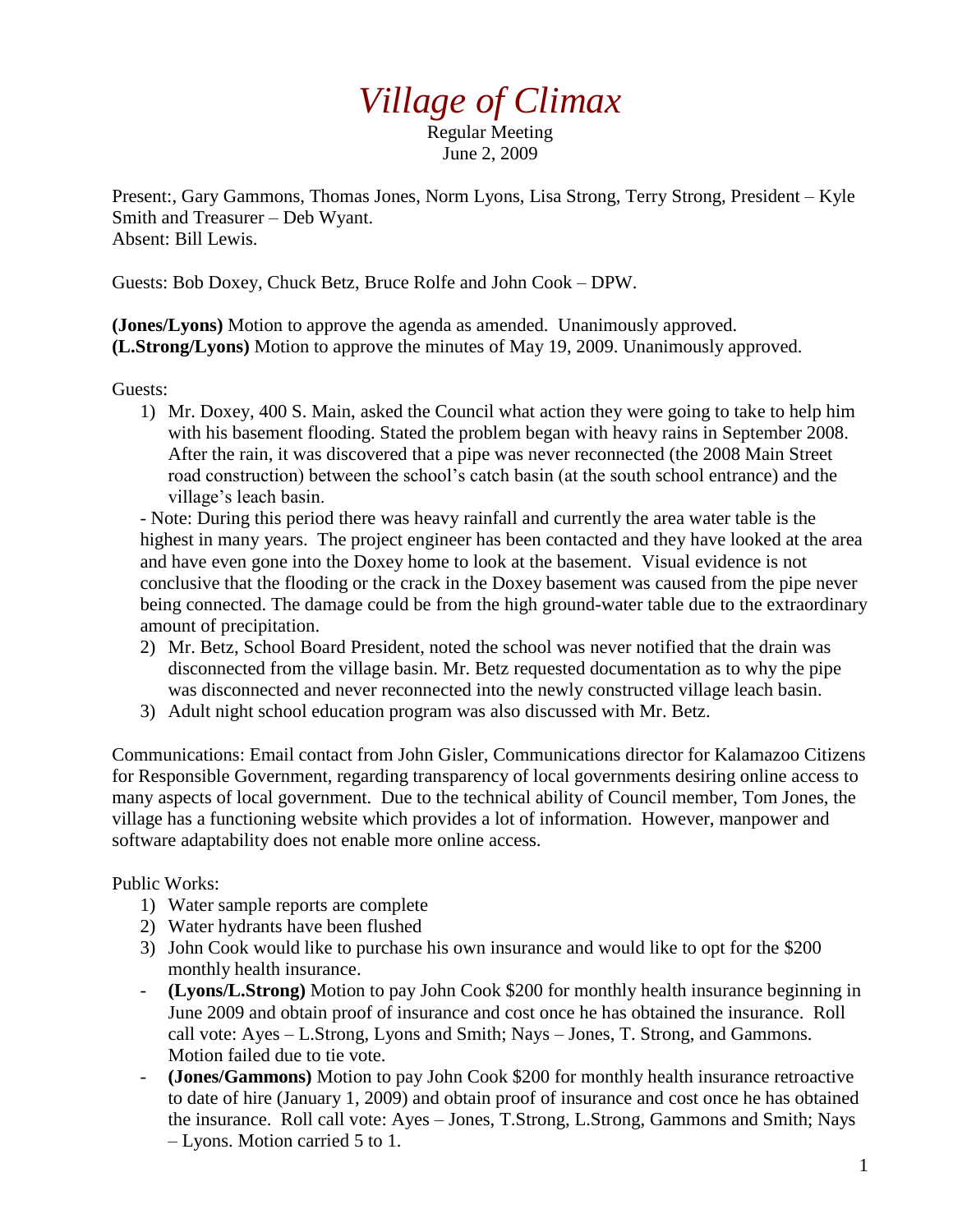# *Village of Climax*

Regular Meeting
June 2, 2009

Present:, Gary Gammons, Thomas Jones, Norm Lyons, Lisa Strong, Terry Strong, President – Kyle Smith and Treasurer – Deb Wyant.
Absent: Bill Lewis.

Guests: Bob Doxey, Chuck Betz, Bruce Rolfe and John Cook – DPW.

**(Jones/Lyons)** Motion to approve the agenda as amended. Unanimously approved.
**(L.Strong/Lyons)** Motion to approve the minutes of May 19, 2009. Unanimously approved.

Guests:

1) Mr. Doxey, 400 S. Main, asked the Council what action they were going to take to help him with his basement flooding. Stated the problem began with heavy rains in September 2008. After the rain, it was discovered that a pipe was never reconnected (the 2008 Main Street road construction) between the school's catch basin (at the south school entrance) and the village's leach basin.

- Note: During this period there was heavy rainfall and currently the area water table is the highest in many years. The project engineer has been contacted and they have looked at the area and have even gone into the Doxey home to look at the basement. Visual evidence is not conclusive that the flooding or the crack in the Doxey basement was caused from the pipe never being connected. The damage could be from the high ground-water table due to the extraordinary amount of precipitation.

2) Mr. Betz, School Board President, noted the school was never notified that the drain was disconnected from the village basin. Mr. Betz requested documentation as to why the pipe was disconnected and never reconnected into the newly constructed village leach basin.
3) Adult night school education program was also discussed with Mr. Betz.

Communications: Email contact from John Gisler, Communications director for Kalamazoo Citizens for Responsible Government, regarding transparency of local governments desiring online access to many aspects of local government. Due to the technical ability of Council member, Tom Jones, the village has a functioning website which provides a lot of information. However, manpower and software adaptability does not enable more online access.

Public Works:

1) Water sample reports are complete
2) Water hydrants have been flushed
3) John Cook would like to purchase his own insurance and would like to opt for the $200 monthly health insurance.

- **(Lyons/L.Strong)** Motion to pay John Cook $200 for monthly health insurance beginning in June 2009 and obtain proof of insurance and cost once he has obtained the insurance. Roll call vote: Ayes – L.Strong, Lyons and Smith; Nays – Jones, T. Strong, and Gammons. Motion failed due to tie vote.
- **(Jones/Gammons)** Motion to pay John Cook $200 for monthly health insurance retroactive to date of hire (January 1, 2009) and obtain proof of insurance and cost once he has obtained the insurance. Roll call vote: Ayes – Jones, T.Strong, L.Strong, Gammons and Smith; Nays – Lyons. Motion carried 5 to 1.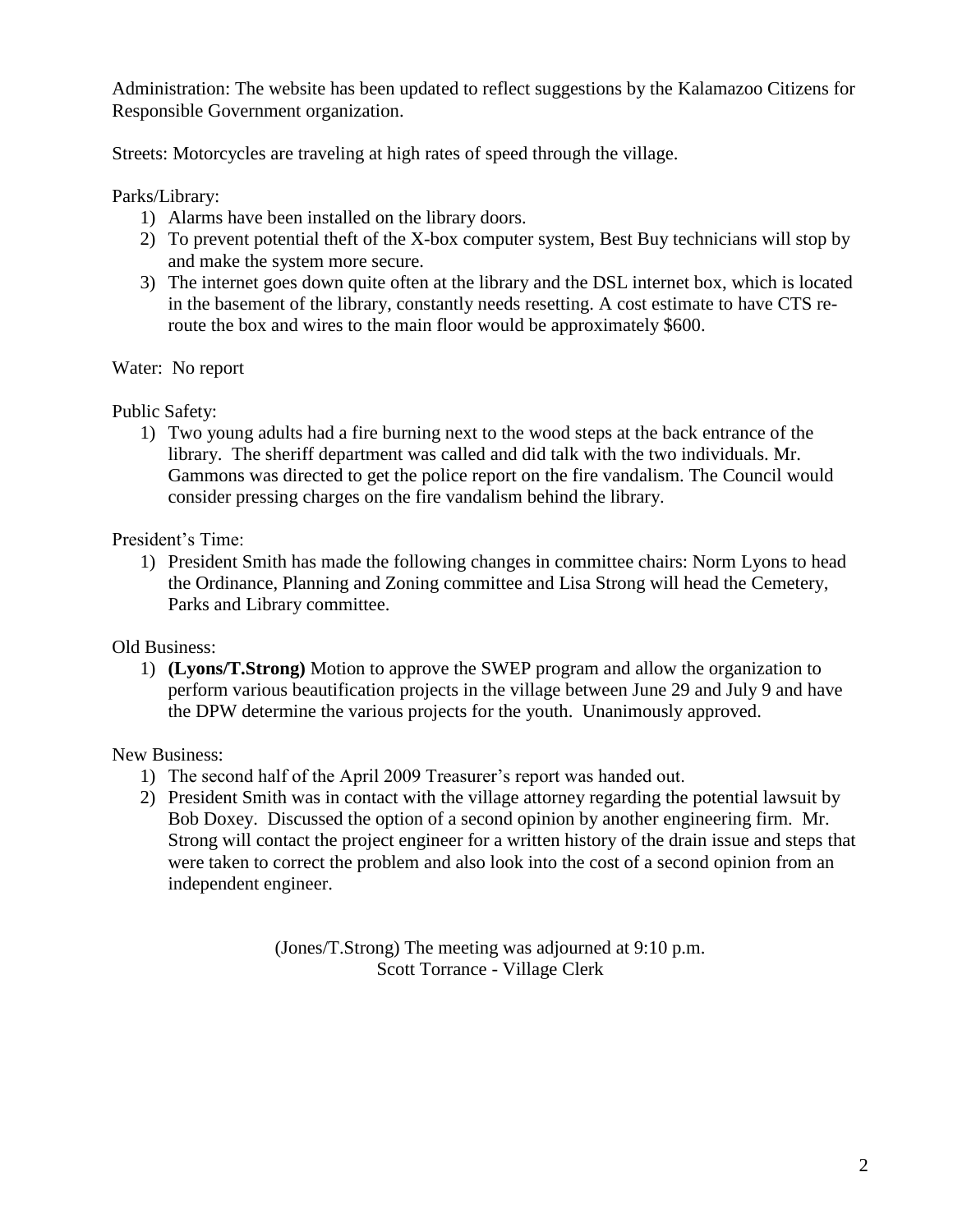Administration: The website has been updated to reflect suggestions by the Kalamazoo Citizens for Responsible Government organization.

Streets: Motorcycles are traveling at high rates of speed through the village.

Parks/Library:

1) Alarms have been installed on the library doors.
2) To prevent potential theft of the X-box computer system, Best Buy technicians will stop by and make the system more secure.
3) The internet goes down quite often at the library and the DSL internet box, which is located in the basement of the library, constantly needs resetting. A cost estimate to have CTS re-route the box and wires to the main floor would be approximately $600.

Water: No report

Public Safety:

1) Two young adults had a fire burning next to the wood steps at the back entrance of the library. The sheriff department was called and did talk with the two individuals. Mr. Gammons was directed to get the police report on the fire vandalism. The Council would consider pressing charges on the fire vandalism behind the library.

President's Time:

1) President Smith has made the following changes in committee chairs: Norm Lyons to head the Ordinance, Planning and Zoning committee and Lisa Strong will head the Cemetery, Parks and Library committee.

Old Business:

1) **(Lyons/T.Strong)** Motion to approve the SWEP program and allow the organization to perform various beautification projects in the village between June 29 and July 9 and have the DPW determine the various projects for the youth. Unanimously approved.

New Business:

1) The second half of the April 2009 Treasurer's report was handed out.
2) President Smith was in contact with the village attorney regarding the potential lawsuit by Bob Doxey. Discussed the option of a second opinion by another engineering firm. Mr. Strong will contact the project engineer for a written history of the drain issue and steps that were taken to correct the problem and also look into the cost of a second opinion from an independent engineer.

(Jones/T.Strong) The meeting was adjourned at 9:10 p.m.
Scott Torrance - Village Clerk